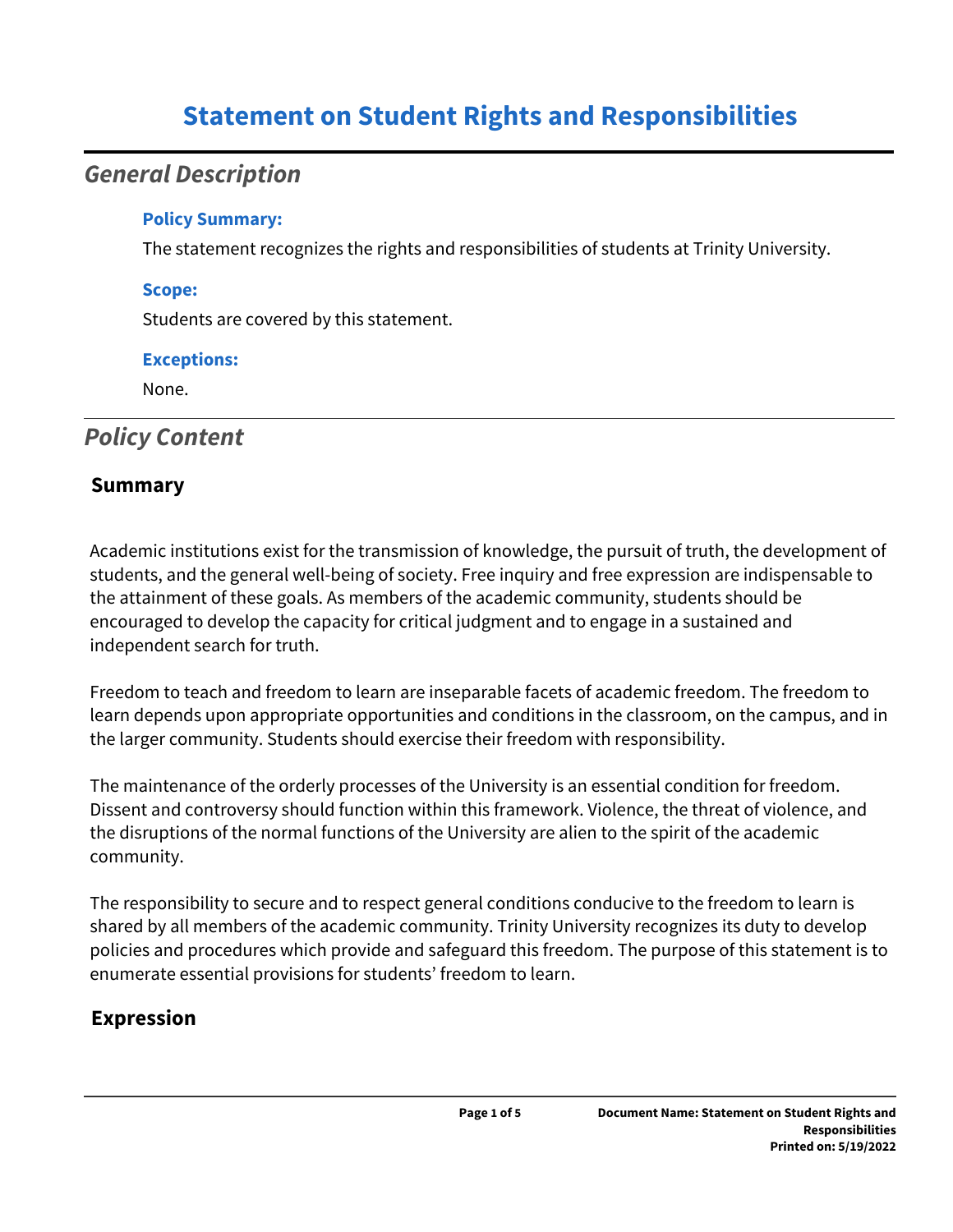# Statement on Student Rights and Responsibilities

## *General Description*

### Policy Summary:

The statement recognizes the rights and responsibilities of students at Trinity University.

### Scope:

Students are covered by this statement.

### Exceptions:

None.

## *Policy Content*

### Summary

Academic institutions exist for the transmission of knowledge, the pursuit of truth, the development of students, and the general well-being of society. Free inquiry and free expression are indispensable to the attainment of these goals. As members of the academic community, students should be encouraged to develop the capacity for critical judgment and to engage in a sustained and independent search for truth.

Freedom to teach and freedom to learn are inseparable facets of academic freedom. The freedom to learn depends upon appropriate opportunities and conditions in the classroom, on the campus, and in the larger community. Students should exercise their freedom with responsibility.

The maintenance of the orderly processes of the University is an essential condition for freedom. Dissent and controversy should function within this framework. Violence, the threat of violence, and the disruptions of the normal functions of the University are alien to the spirit of the academic community.

The responsibility to secure and to respect general conditions conducive to the freedom to learn is shared by all members of the academic community. Trinity University recognizes its duty to develop policies and procedures which provide and safeguard this freedom. The purpose of this statement is to enumerate essential provisions for students' freedom to learn.

### Expression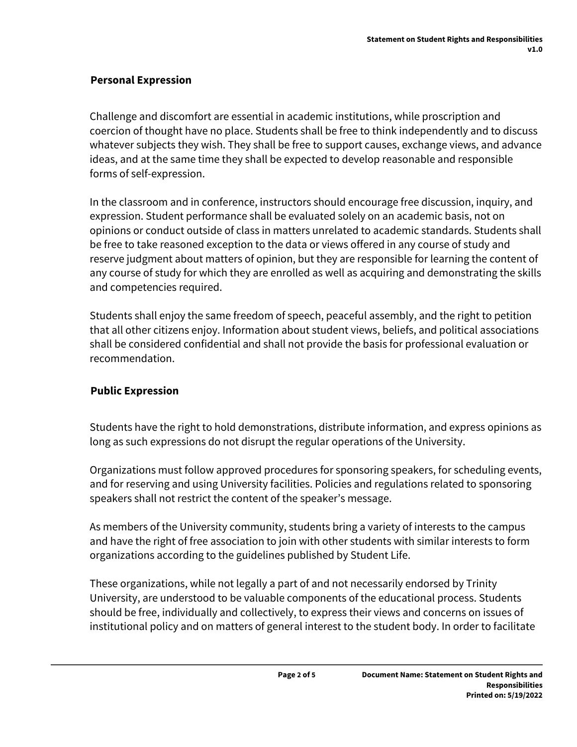## Personal Expression

Challenge and discomfort are essential in academic institutions, while proscription and coercion of thought have no place. Students shall be free to think independently and to discuss whatever subjects they wish. They shall be free to support causes, exchange views, and advance ideas, and at the same time they shall be expected to develop reasonable and responsible forms of self-expression.

In the classroom and in conference, instructors should encourage free discussion, inquiry, and expression. Student performance shall be evaluated solely on an academic basis, not on opinions or conduct outside of class in matters unrelated to academic standards. Students shall be free to take reasoned exception to the data or views offered in any course of study and reserve judgment about matters of opinion, but they are responsible for learning the content of any course of study for which they are enrolled as well as acquiring and demonstrating the skills and competencies required.

Students shall enjoy the same freedom of speech, peaceful assembly, and the right to petition that all other citizens enjoy. Information about student views, beliefs, and political associations shall be considered confidential and shall not provide the basis for professional evaluation or recommendation.

## Public Expression

Students have the right to hold demonstrations, distribute information, and express opinions as long as such expressions do not disrupt the regular operations of the University.

Organizations must follow approved procedures for sponsoring speakers, for scheduling events, and for reserving and using University facilities. Policies and regulations related to sponsoring speakers shall not restrict the content of the speaker's message.

As members of the University community, students bring a variety of interests to the campus and have the right of free association to join with other students with similar interests to form organizations according to the guidelines published by Student Life.

These organizations, while not legally a part of and not necessarily endorsed by Trinity University, are understood to be valuable components of the educational process. Students should be free, individually and collectively, to express their views and concerns on issues of institutional policy and on matters of general interest to the student body. In order to facilitate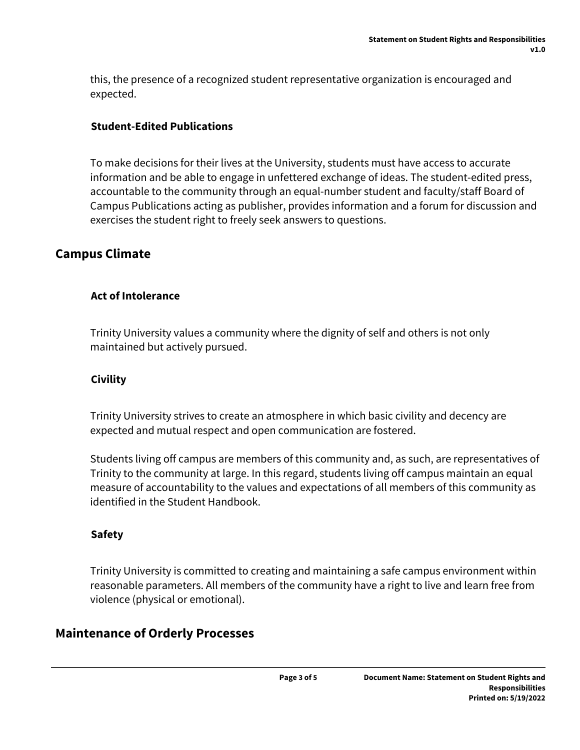this, the presence of a recognized student representative organization is encouraged and expected.

### Student-Edited Publications

To make decisions for their lives at the University, students must have access to accurate information and be able to engage in unfettered exchange of ideas. The student-edited press, accountable to the community through an equal-number student and faculty/staff Board of Campus Publications acting as publisher, provides information and a forum for discussion and exercises the student right to freely seek answers to questions.

## Campus Climate

### Act of Intolerance

Trinity University values a community where the dignity of self and others is not only maintained but actively pursued.

### Civility

Trinity University strives to create an atmosphere in which basic civility and decency are expected and mutual respect and open communication are fostered.

Students living off campus are members of this community and, as such, are representatives of Trinity to the community at large. In this regard, students living off campus maintain an equal measure of accountability to the values and expectations of all members of this community as identified in the Student Handbook.

### Safety

Trinity University is committed to creating and maintaining a safe campus environment within reasonable parameters. All members of the community have a right to live and learn free from violence (physical or emotional).

## Maintenance of Orderly Processes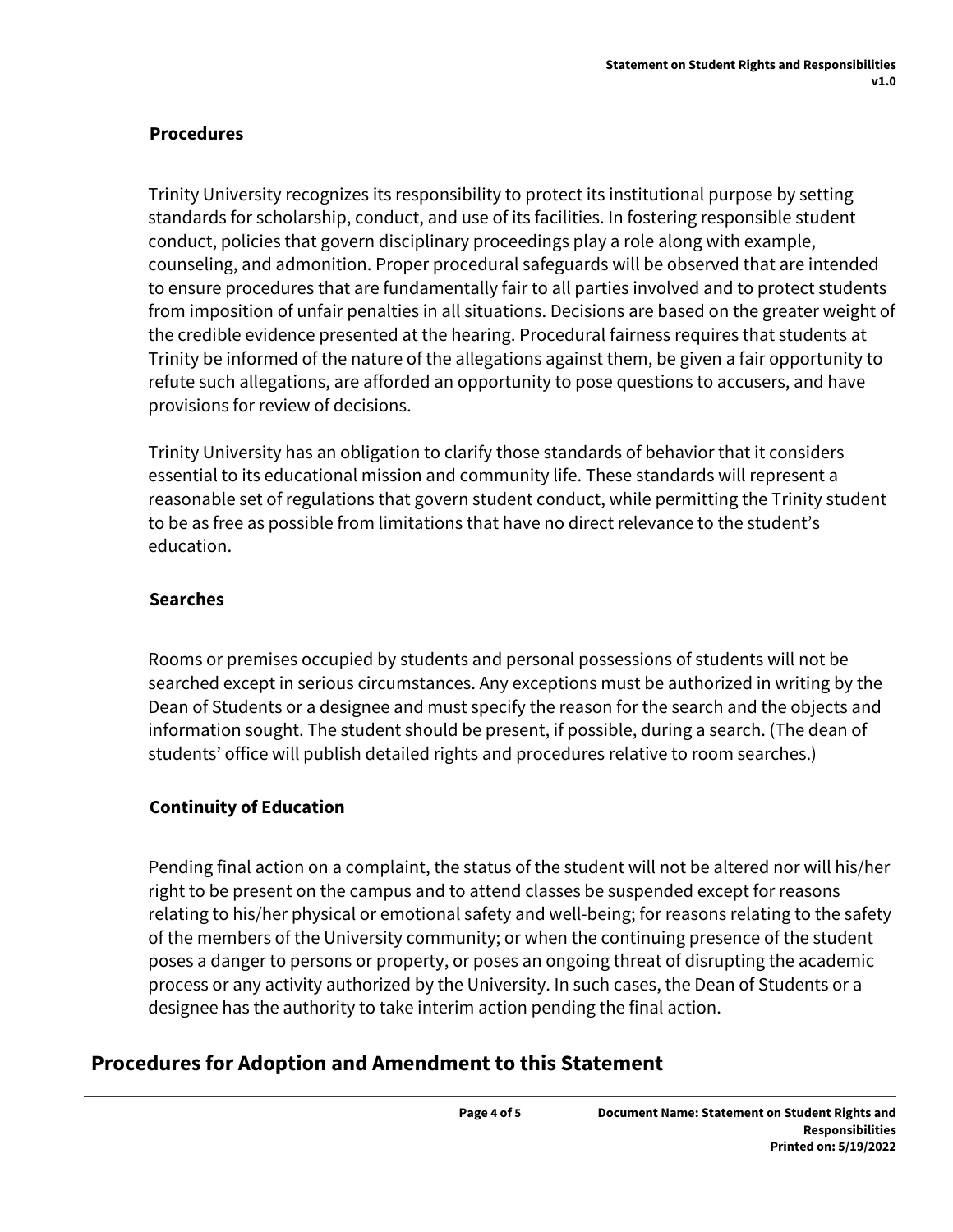### Procedures

Trinity University recognizes its responsibility to protect its institutional purpose by setting standards for scholarship, conduct, and use of its facilities. In fostering responsible student conduct, policies that govern disciplinary proceedings play a role along with example, counseling, and admonition. Proper procedural safeguards will be observed that are intended to ensure procedures that are fundamentally fair to all parties involved and to protect students from imposition of unfair penalties in all situations. Decisions are based on the greater weight of the credible evidence presented at the hearing. Procedural fairness requires that students at Trinity be informed of the nature of the allegations against them, be given a fair opportunity to refute such allegations, are afforded an opportunity to pose questions to accusers, and have provisions for review of decisions.

Trinity University has an obligation to clarify those standards of behavior that it considers essential to its educational mission and community life. These standards will represent a reasonable set of regulations that govern student conduct, while permitting the Trinity student to be as free as possible from limitations that have no direct relevance to the student's education.

### Searches

Rooms or premises occupied by students and personal possessions of students will not be searched except in serious circumstances. Any exceptions must be authorized in writing by the Dean of Students or a designee and must specify the reason for the search and the objects and information sought. The student should be present, if possible, during a search. (The dean of students' office will publish detailed rights and procedures relative to room searches.)

### Continuity of Education

Pending final action on a complaint, the status of the student will not be altered nor will his/her right to be present on the campus and to attend classes be suspended except for reasons relating to his/her physical or emotional safety and well-being; for reasons relating to the safety of the members of the University community; or when the continuing presence of the student poses a danger to persons or property, or poses an ongoing threat of disrupting the academic process or any activity authorized by the University. In such cases, the Dean of Students or a designee has the authority to take interim action pending the final action.

## Procedures for Adoption and Amendment to this Statement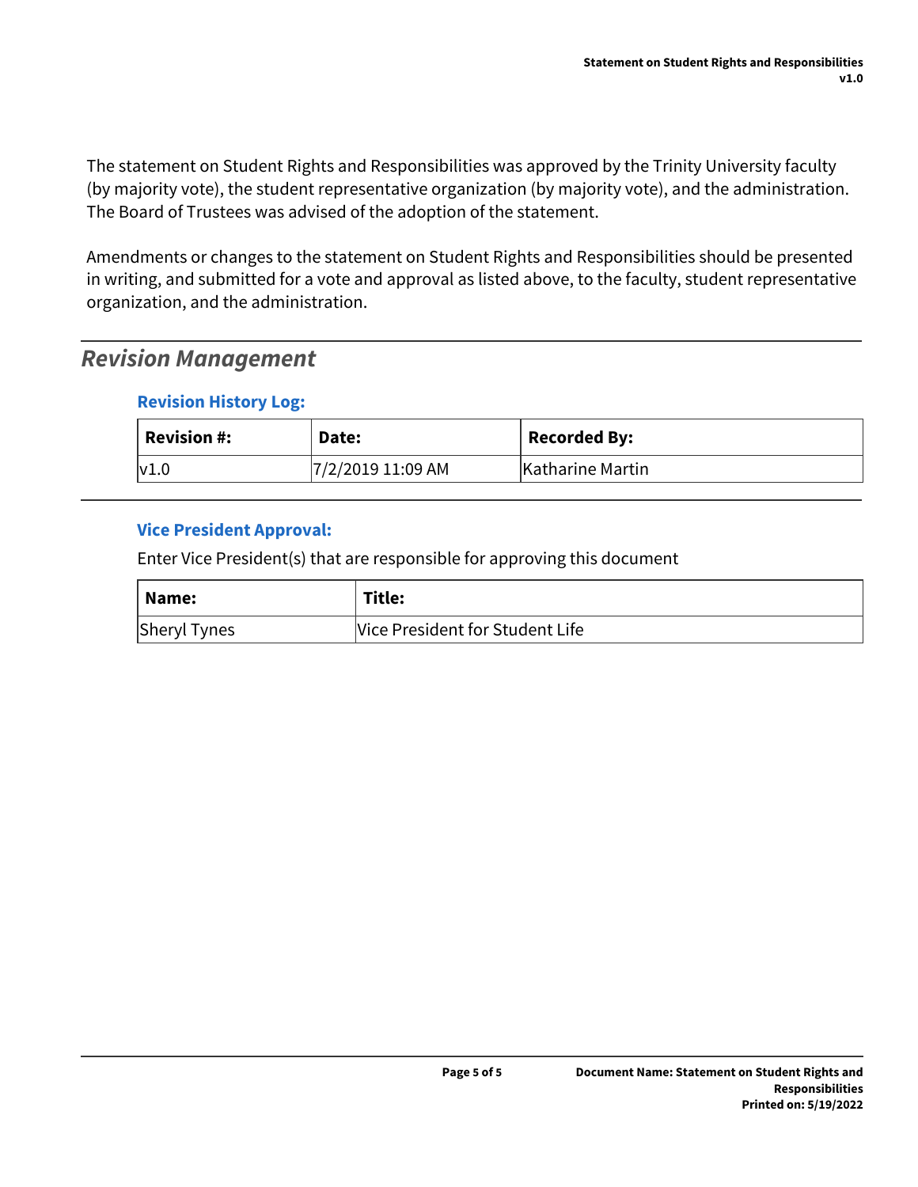The statement on Student Rights and Responsibilities was approved by the Trinity University faculty (by majority vote), the student representative organization (by majority vote), and the administration. The Board of Trustees was advised of the adoption of the statement.

Amendments or changes to the statement on Student Rights and Responsibilities should be presented in writing, and submitted for a vote and approval as listed above, to the faculty, student representative organization, and the administration.

## *Revision Management*

### Revision History Log:

| Revision #: | Date: | Recorded By: |
| --- | --- | --- |
| v1.0 | 7/2/2019 11:09 AM | Katharine Martin |

### Vice President Approval:

Enter Vice President(s) that are responsible for approving this document

| Name: | Title: |
| --- | --- |
| Sheryl Tynes | Vice President for Student Life |